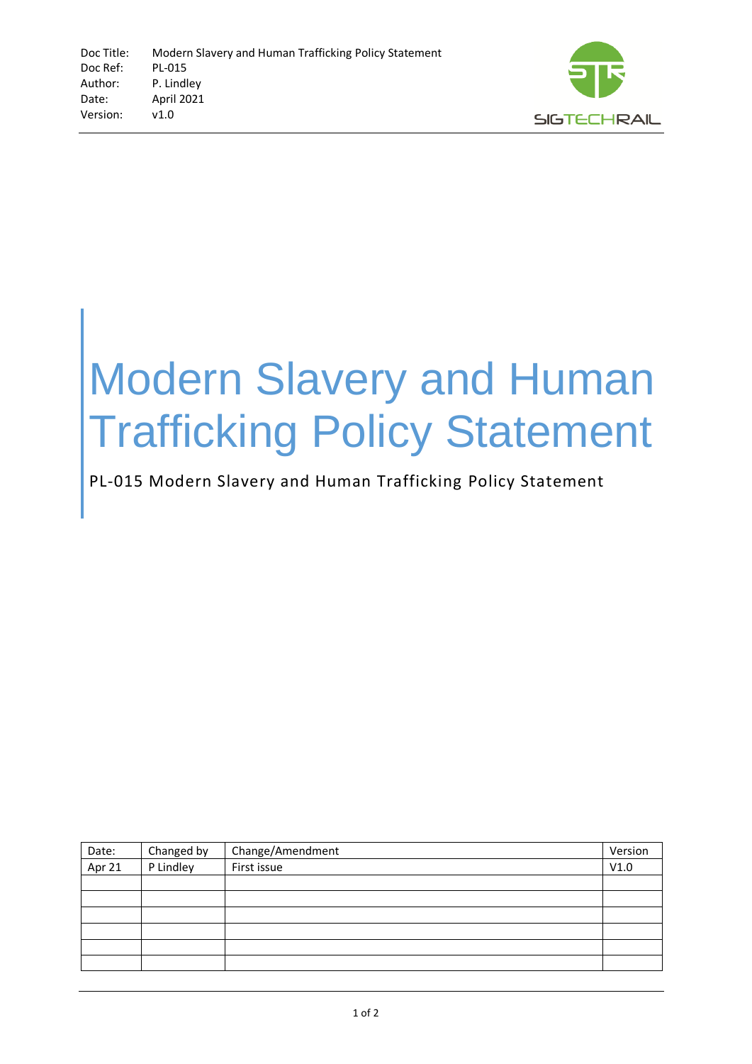| Doc Title: | Modern Slavery and Human Trafficking Policy Statement |
| --- | --- |
| Doc Ref: | PL-015 |
| Author: | P. Lindley |
| Date: | April 2021 |
| Version: | v1.0 |

SIGTECHRAIL

# Modern Slavery and Human Trafficking Policy Statement

PL-015 Modern Slavery and Human Trafficking Policy Statement

| Date: | Changed by | Change/Amendment | Version |
| --- | --- | --- | --- |
| Apr 21 | P Lindley | First issue | V1.0 |
| | | | |
| | | | |
| | | | |
| | | | |
| | | | |
| | | | |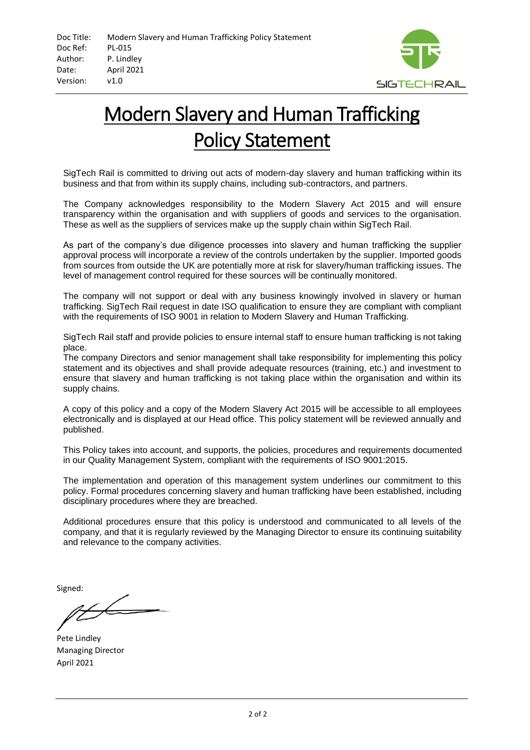| | |
|---|---|
| Doc Title: | Modern Slavery and Human Trafficking Policy Statement |
| Doc Ref: | PL-015 |
| Author: | P. Lindley |
| Date: | April 2021 |
| Version: | v1.0 |

# Modern Slavery and Human Trafficking Policy Statement

SigTech Rail is committed to driving out acts of modern-day slavery and human trafficking within its business and that from within its supply chains, including sub-contractors, and partners.

The Company acknowledges responsibility to the Modern Slavery Act 2015 and will ensure transparency within the organisation and with suppliers of goods and services to the organisation. These as well as the suppliers of services make up the supply chain within SigTech Rail.

As part of the company's due diligence processes into slavery and human trafficking the supplier approval process will incorporate a review of the controls undertaken by the supplier. Imported goods from sources from outside the UK are potentially more at risk for slavery/human trafficking issues. The level of management control required for these sources will be continually monitored.

The company will not support or deal with any business knowingly involved in slavery or human trafficking. SigTech Rail request in date ISO qualification to ensure they are compliant with compliant with the requirements of ISO 9001 in relation to Modern Slavery and Human Trafficking.

SigTech Rail staff and provide policies to ensure internal staff to ensure human trafficking is not taking place.
The company Directors and senior management shall take responsibility for implementing this policy statement and its objectives and shall provide adequate resources (training, etc.) and investment to ensure that slavery and human trafficking is not taking place within the organisation and within its supply chains.

A copy of this policy and a copy of the Modern Slavery Act 2015 will be accessible to all employees electronically and is displayed at our Head office. This policy statement will be reviewed annually and published.

This Policy takes into account, and supports, the policies, procedures and requirements documented in our Quality Management System, compliant with the requirements of ISO 9001:2015.

The implementation and operation of this management system underlines our commitment to this policy. Formal procedures concerning slavery and human trafficking have been established, including disciplinary procedures where they are breached.

Additional procedures ensure that this policy is understood and communicated to all levels of the company, and that it is regularly reviewed by the Managing Director to ensure its continuing suitability and relevance to the company activities.

Signed:

Pete Lindley
Managing Director
April 2021